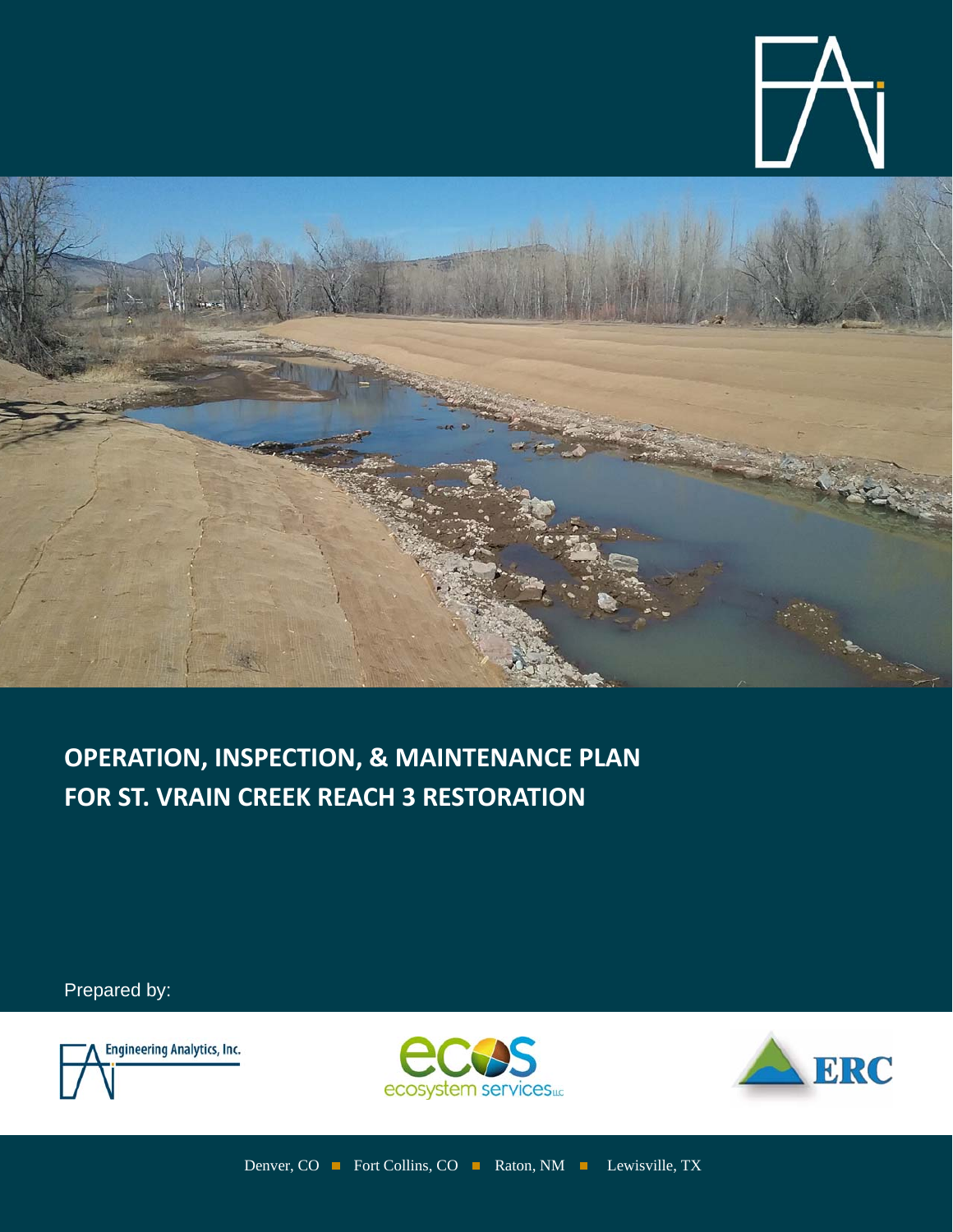# OPERATION, INSPECTION, & MAINTENANCE PLAN FOR ST. VRAIN CREEK REACH 3 RESTORATION

Prepared by:

Engineering Analytics, Inc.

ecos ecosystem services LLC

ERC

Denver, CO ■ Fort Collins, CO ■ Raton, NM ■ Lewisville, TX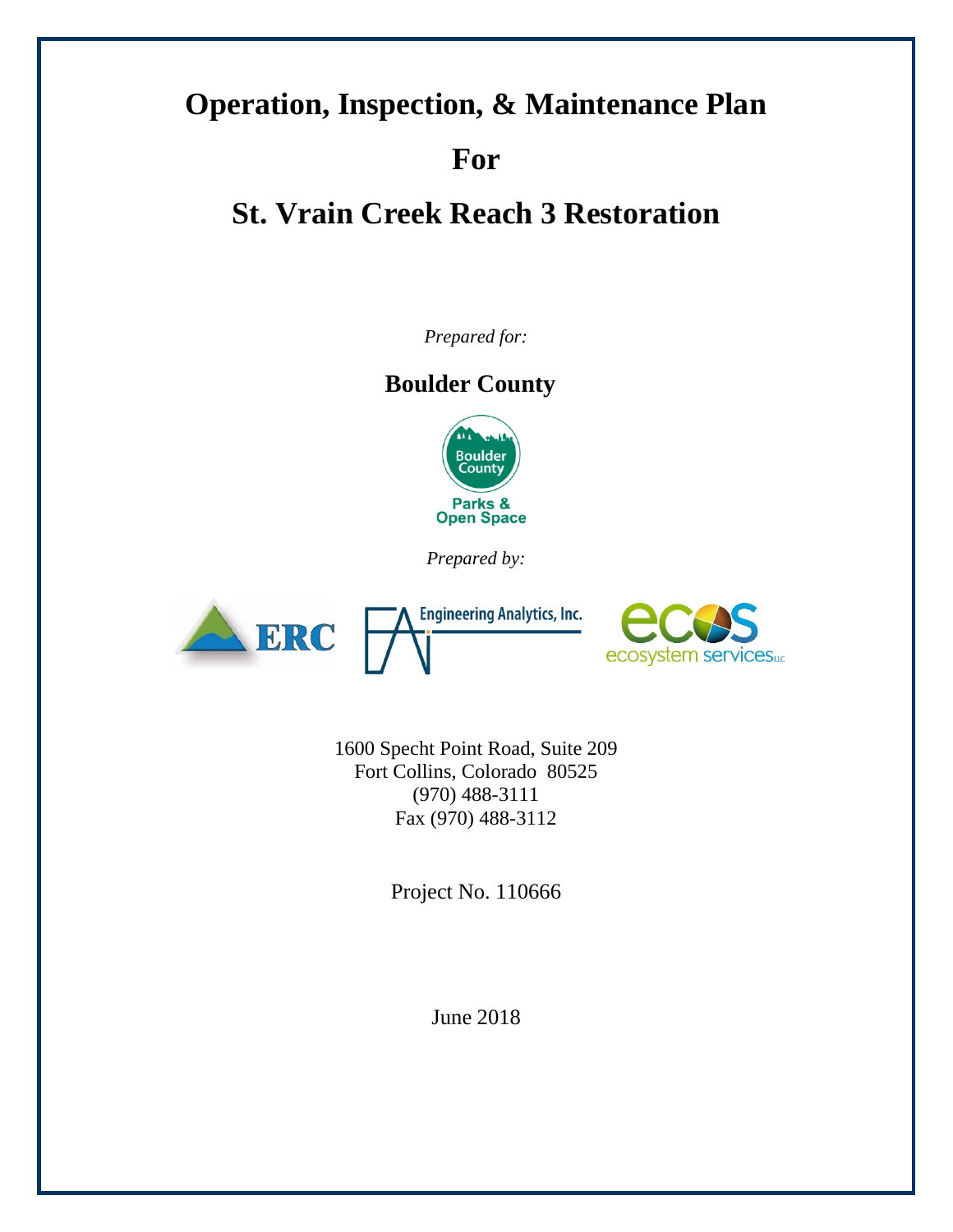# Operation, Inspection, & Maintenance Plan

# For

# St. Vrain Creek Reach 3 Restoration

*Prepared for:*

**Boulder County**

Boulder County Parks & Open Space

*Prepared by:*

ERC

Engineering Analytics, Inc.

ecos ecosystem services LLC

1600 Specht Point Road, Suite 209
Fort Collins, Colorado 80525
(970) 488-3111
Fax (970) 488-3112

Project No. 110666

June 2018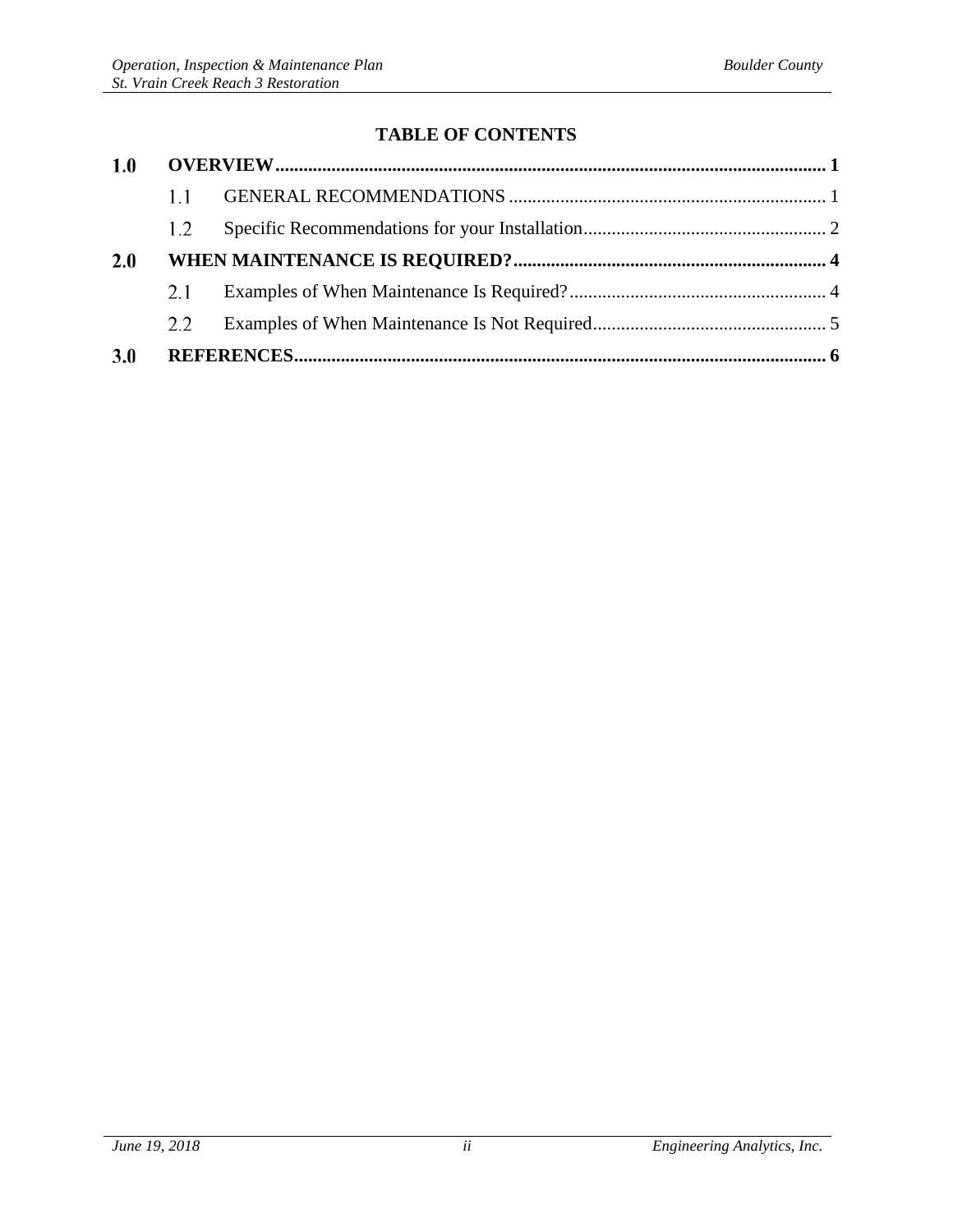# TABLE OF CONTENTS

| | | |
|---|---|---|
| **1.0** | **OVERVIEW** | **1** |
| 1.1 | GENERAL RECOMMENDATIONS | 1 |
| 1.2 | Specific Recommendations for your Installation | 2 |
| **2.0** | **WHEN MAINTENANCE IS REQUIRED?** | **4** |
| 2.1 | Examples of When Maintenance Is Required? | 4 |
| 2.2 | Examples of When Maintenance Is Not Required | 5 |
| **3.0** | **REFERENCES** | **6** |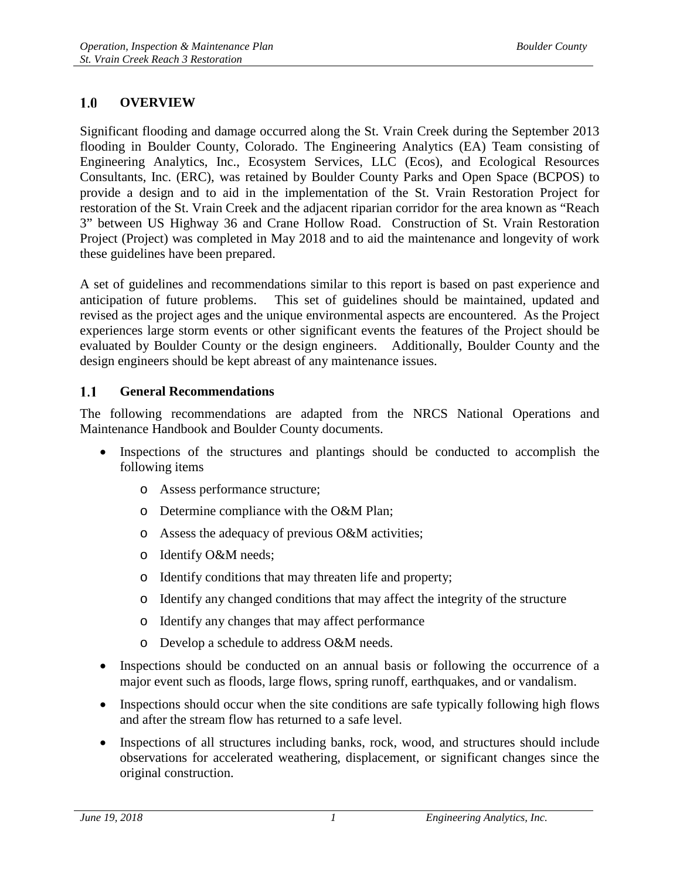## 1.0 OVERVIEW

Significant flooding and damage occurred along the St. Vrain Creek during the September 2013 flooding in Boulder County, Colorado. The Engineering Analytics (EA) Team consisting of Engineering Analytics, Inc., Ecosystem Services, LLC (Ecos), and Ecological Resources Consultants, Inc. (ERC), was retained by Boulder County Parks and Open Space (BCPOS) to provide a design and to aid in the implementation of the St. Vrain Restoration Project for restoration of the St. Vrain Creek and the adjacent riparian corridor for the area known as "Reach 3" between US Highway 36 and Crane Hollow Road. Construction of St. Vrain Restoration Project (Project) was completed in May 2018 and to aid the maintenance and longevity of work these guidelines have been prepared.

A set of guidelines and recommendations similar to this report is based on past experience and anticipation of future problems. This set of guidelines should be maintained, updated and revised as the project ages and the unique environmental aspects are encountered. As the Project experiences large storm events or other significant events the features of the Project should be evaluated by Boulder County or the design engineers. Additionally, Boulder County and the design engineers should be kept abreast of any maintenance issues.

### 1.1 General Recommendations

The following recommendations are adapted from the NRCS National Operations and Maintenance Handbook and Boulder County documents.

- Inspections of the structures and plantings should be conducted to accomplish the following items
  - Assess performance structure;
  - Determine compliance with the O&M Plan;
  - Assess the adequacy of previous O&M activities;
  - Identify O&M needs;
  - Identify conditions that may threaten life and property;
  - Identify any changed conditions that may affect the integrity of the structure
  - Identify any changes that may affect performance
  - Develop a schedule to address O&M needs.
- Inspections should be conducted on an annual basis or following the occurrence of a major event such as floods, large flows, spring runoff, earthquakes, and or vandalism.
- Inspections should occur when the site conditions are safe typically following high flows and after the stream flow has returned to a safe level.
- Inspections of all structures including banks, rock, wood, and structures should include observations for accelerated weathering, displacement, or significant changes since the original construction.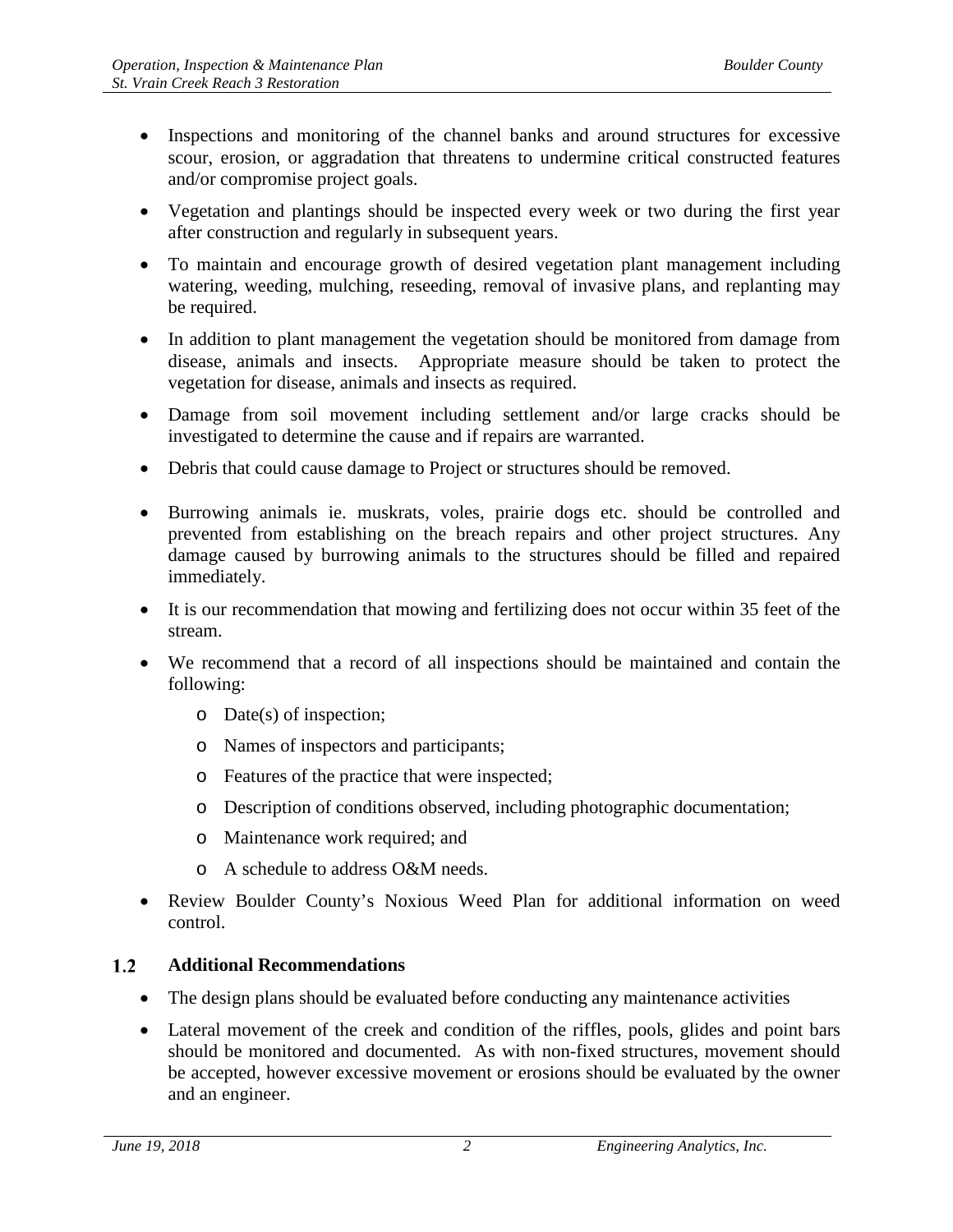- Inspections and monitoring of the channel banks and around structures for excessive scour, erosion, or aggradation that threatens to undermine critical constructed features and/or compromise project goals.
- Vegetation and plantings should be inspected every week or two during the first year after construction and regularly in subsequent years.
- To maintain and encourage growth of desired vegetation plant management including watering, weeding, mulching, reseeding, removal of invasive plans, and replanting may be required.
- In addition to plant management the vegetation should be monitored from damage from disease, animals and insects. Appropriate measure should be taken to protect the vegetation for disease, animals and insects as required.
- Damage from soil movement including settlement and/or large cracks should be investigated to determine the cause and if repairs are warranted.
- Debris that could cause damage to Project or structures should be removed.
- Burrowing animals ie. muskrats, voles, prairie dogs etc. should be controlled and prevented from establishing on the breach repairs and other project structures. Any damage caused by burrowing animals to the structures should be filled and repaired immediately.
- It is our recommendation that mowing and fertilizing does not occur within 35 feet of the stream.
- We recommend that a record of all inspections should be maintained and contain the following:
    - Date(s) of inspection;
    - Names of inspectors and participants;
    - Features of the practice that were inspected;
    - Description of conditions observed, including photographic documentation;
    - Maintenance work required; and
    - A schedule to address O&M needs.
- Review Boulder County's Noxious Weed Plan for additional information on weed control.

### 1.2 Additional Recommendations

- The design plans should be evaluated before conducting any maintenance activities
- Lateral movement of the creek and condition of the riffles, pools, glides and point bars should be monitored and documented. As with non-fixed structures, movement should be accepted, however excessive movement or erosions should be evaluated by the owner and an engineer.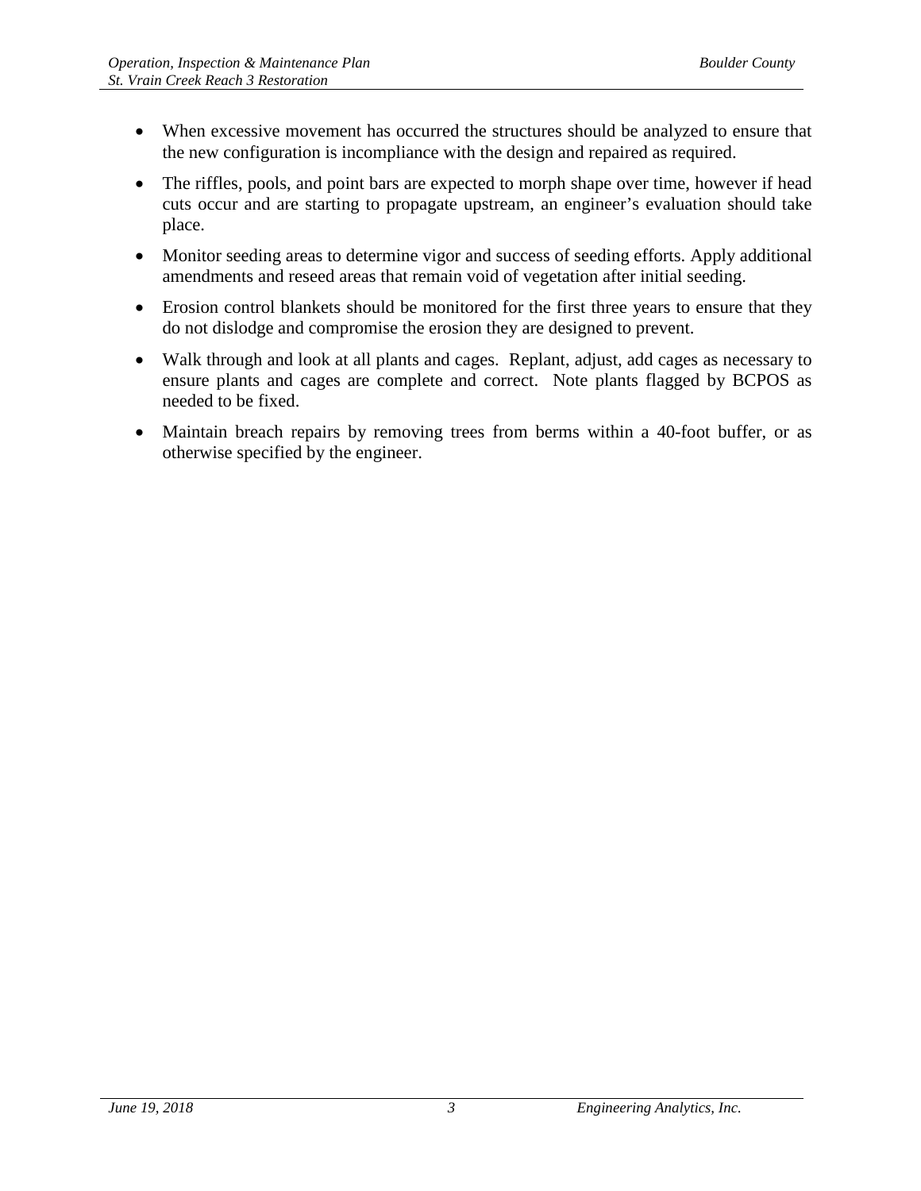- When excessive movement has occurred the structures should be analyzed to ensure that the new configuration is incompliance with the design and repaired as required.
- The riffles, pools, and point bars are expected to morph shape over time, however if head cuts occur and are starting to propagate upstream, an engineer's evaluation should take place.
- Monitor seeding areas to determine vigor and success of seeding efforts. Apply additional amendments and reseed areas that remain void of vegetation after initial seeding.
- Erosion control blankets should be monitored for the first three years to ensure that they do not dislodge and compromise the erosion they are designed to prevent.
- Walk through and look at all plants and cages. Replant, adjust, add cages as necessary to ensure plants and cages are complete and correct. Note plants flagged by BCPOS as needed to be fixed.
- Maintain breach repairs by removing trees from berms within a 40-foot buffer, or as otherwise specified by the engineer.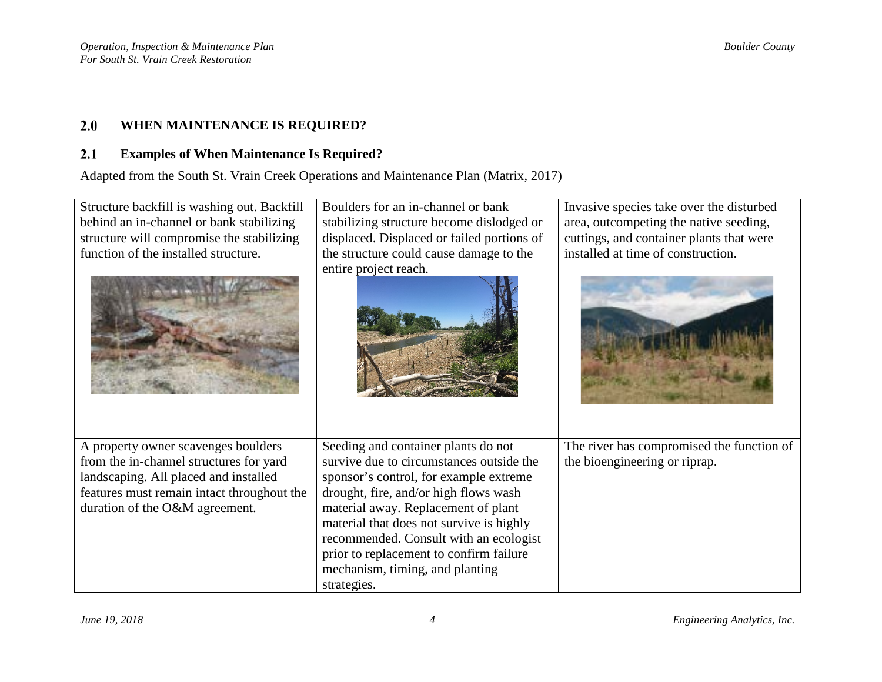## 2.0 WHEN MAINTENANCE IS REQUIRED?

### 2.1 Examples of When Maintenance Is Required?

Adapted from the South St. Vrain Creek Operations and Maintenance Plan (Matrix, 2017)

| | | |
|---|---|---|
| Structure backfill is washing out. Backfill behind an in-channel or bank stabilizing structure will compromise the stabilizing function of the installed structure. | Boulders for an in-channel or bank stabilizing structure become dislodged or displaced. Displaced or failed portions of the structure could cause damage to the entire project reach. | Invasive species take over the disturbed area, outcompeting the native seeding, cuttings, and container plants that were installed at time of construction. |
| | | |
| A property owner scavenges boulders from the in-channel structures for yard landscaping. All placed and installed features must remain intact throughout the duration of the O&M agreement. | Seeding and container plants do not survive due to circumstances outside the sponsor's control, for example extreme drought, fire, and/or high flows wash material away. Replacement of plant material that does not survive is highly recommended. Consult with an ecologist prior to replacement to confirm failure mechanism, timing, and planting strategies. | The river has compromised the function of the bioengineering or riprap. |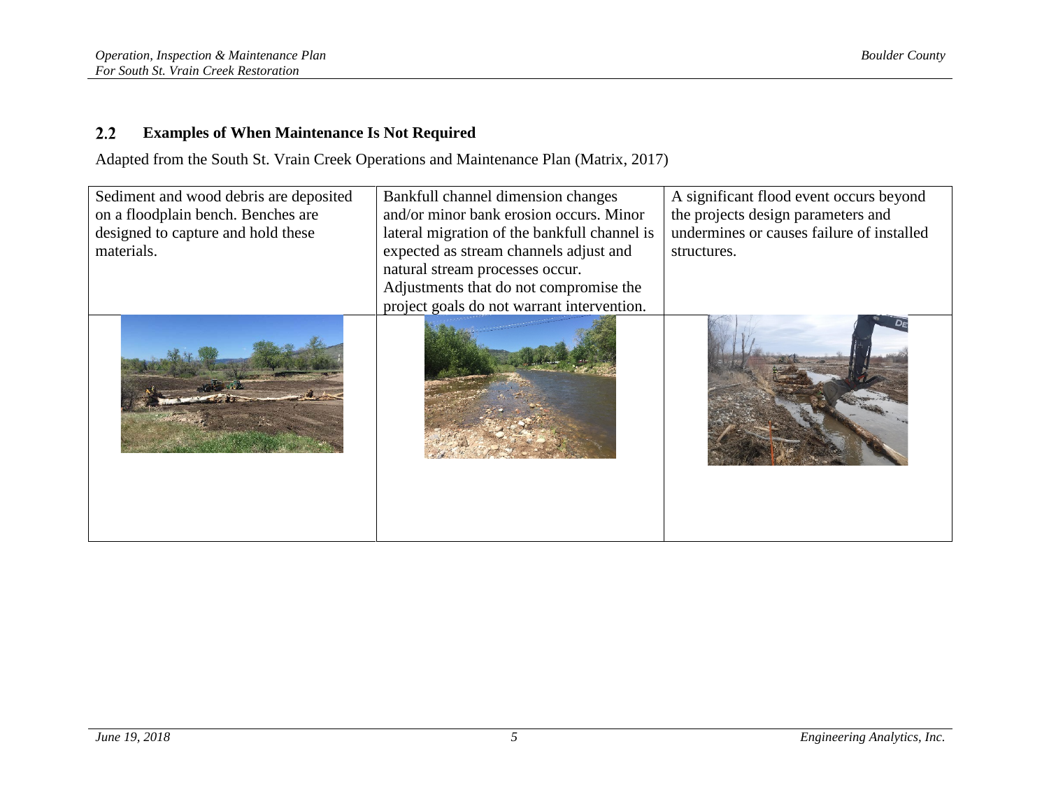## 2.2 Examples of When Maintenance Is Not Required

Adapted from the South St. Vrain Creek Operations and Maintenance Plan (Matrix, 2017)

| Sediment and wood debris are deposited on a floodplain bench. Benches are designed to capture and hold these materials. | Bankfull channel dimension changes and/or minor bank erosion occurs. Minor lateral migration of the bankfull channel is expected as stream channels adjust and natural stream processes occur. Adjustments that do not compromise the project goals do not warrant intervention. | A significant flood event occurs beyond the projects design parameters and undermines or causes failure of installed structures. |
|---|---|---|
| | | |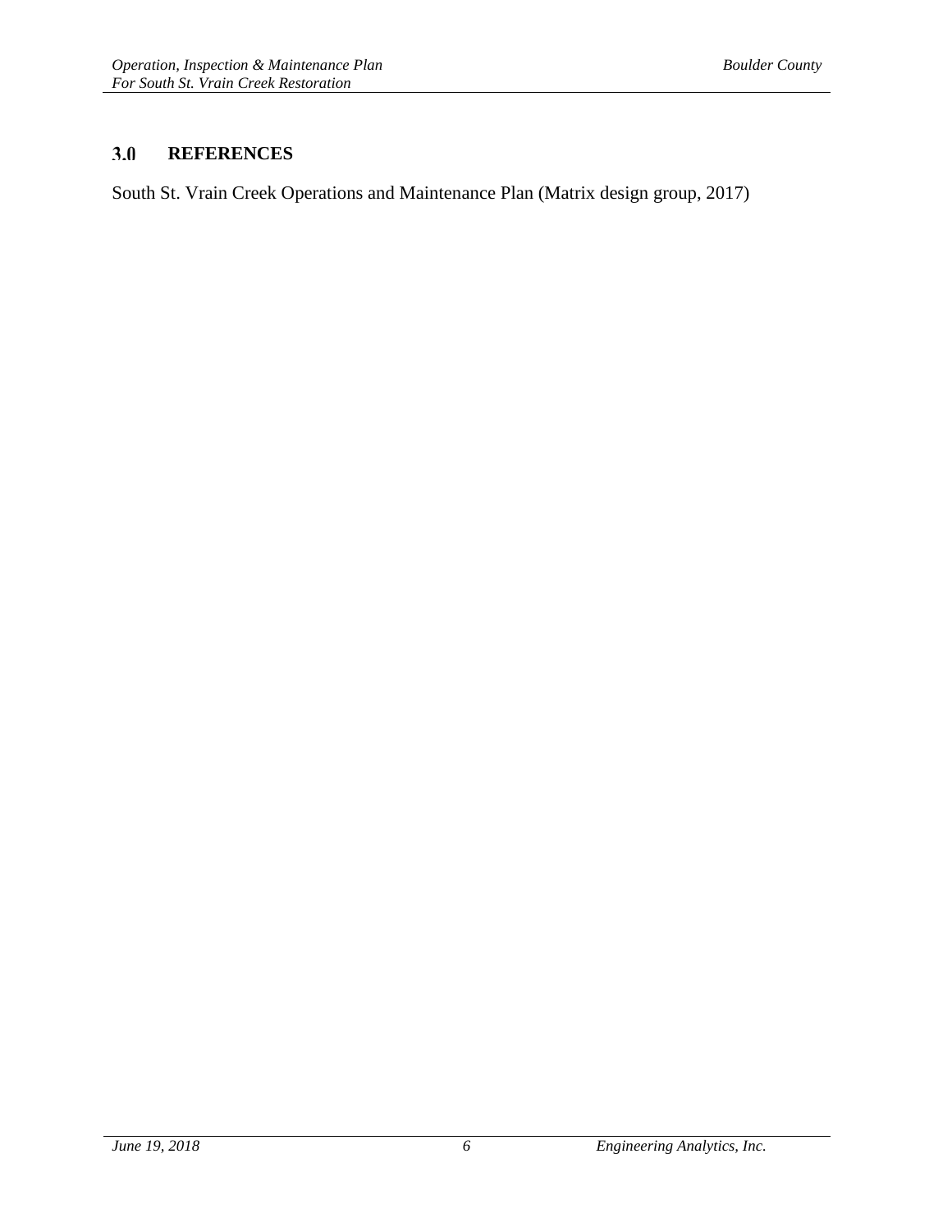## 3.0 REFERENCES

South St. Vrain Creek Operations and Maintenance Plan (Matrix design group, 2017)